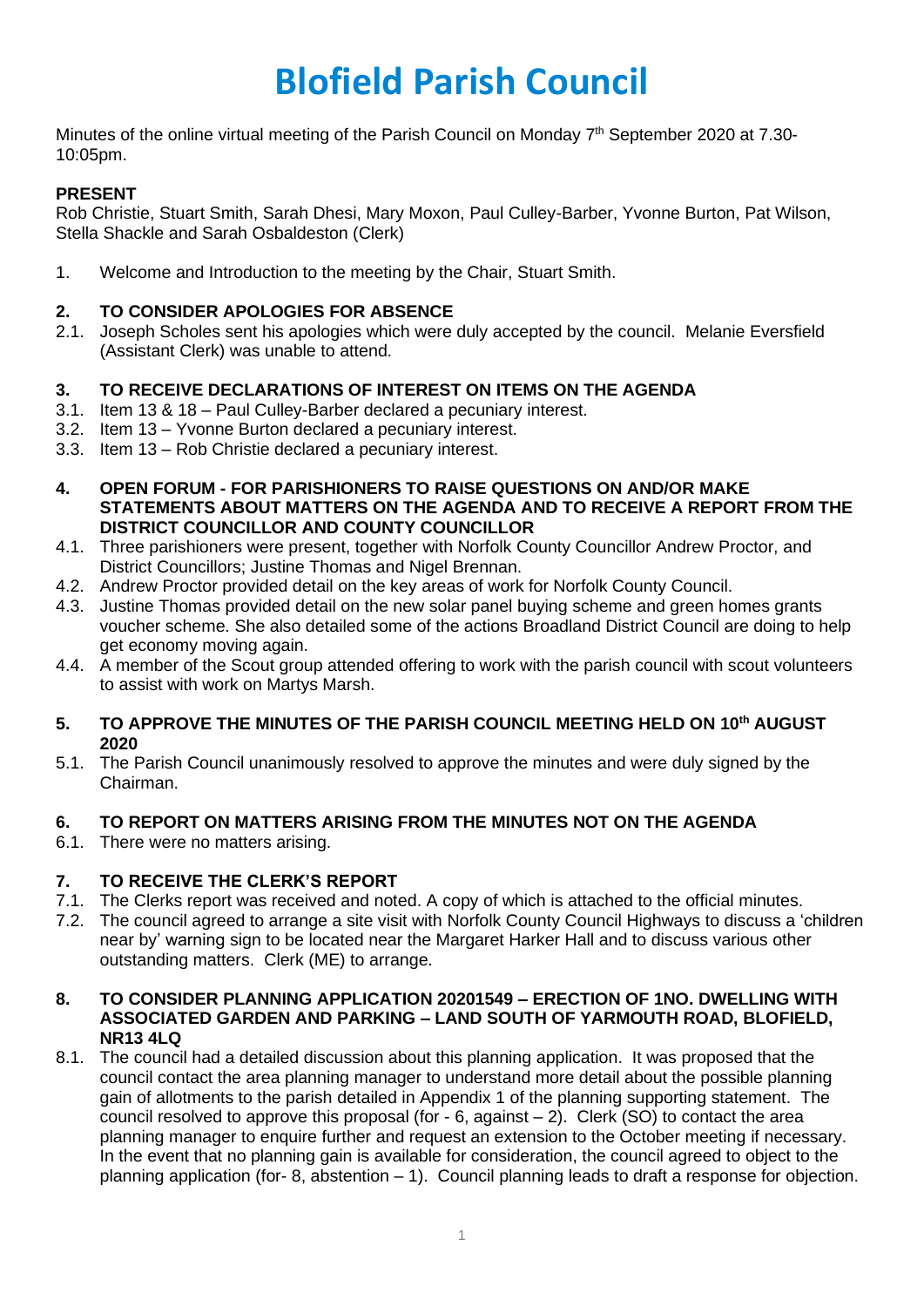# Blofield Parish Council

Minutes of the online virtual meeting of the Parish Council on Monday 7th September 2020 at 7.30-10:05pm.

**PRESENT**

Rob Christie, Stuart Smith, Sarah Dhesi, Mary Moxon, Paul Culley-Barber, Yvonne Burton, Pat Wilson, Stella Shackle and Sarah Osbaldeston (Clerk)

1. Welcome and Introduction to the meeting by the Chair, Stuart Smith.

**2. TO CONSIDER APOLOGIES FOR ABSENCE**

2.1. Joseph Scholes sent his apologies which were duly accepted by the council. Melanie Eversfield (Assistant Clerk) was unable to attend.

**3. TO RECEIVE DECLARATIONS OF INTEREST ON ITEMS ON THE AGENDA**

3.1. Item 13 & 18 – Paul Culley-Barber declared a pecuniary interest.

3.2. Item 13 – Yvonne Burton declared a pecuniary interest.

3.3. Item 13 – Rob Christie declared a pecuniary interest.

**4. OPEN FORUM - FOR PARISHIONERS TO RAISE QUESTIONS ON AND/OR MAKE STATEMENTS ABOUT MATTERS ON THE AGENDA AND TO RECEIVE A REPORT FROM THE DISTRICT COUNCILLOR AND COUNTY COUNCILLOR**

4.1. Three parishioners were present, together with Norfolk County Councillor Andrew Proctor, and District Councillors; Justine Thomas and Nigel Brennan.

4.2. Andrew Proctor provided detail on the key areas of work for Norfolk County Council.

4.3. Justine Thomas provided detail on the new solar panel buying scheme and green homes grants voucher scheme. She also detailed some of the actions Broadland District Council are doing to help get economy moving again.

4.4. A member of the Scout group attended offering to work with the parish council with scout volunteers to assist with work on Martys Marsh.

**5. TO APPROVE THE MINUTES OF THE PARISH COUNCIL MEETING HELD ON 10th AUGUST 2020**

5.1. The Parish Council unanimously resolved to approve the minutes and were duly signed by the Chairman.

**6. TO REPORT ON MATTERS ARISING FROM THE MINUTES NOT ON THE AGENDA**

6.1. There were no matters arising.

**7. TO RECEIVE THE CLERK'S REPORT**

7.1. The Clerks report was received and noted. A copy of which is attached to the official minutes.

7.2. The council agreed to arrange a site visit with Norfolk County Council Highways to discuss a 'children near by' warning sign to be located near the Margaret Harker Hall and to discuss various other outstanding matters. Clerk (ME) to arrange.

**8. TO CONSIDER PLANNING APPLICATION 20201549 – ERECTION OF 1NO. DWELLING WITH ASSOCIATED GARDEN AND PARKING – LAND SOUTH OF YARMOUTH ROAD, BLOFIELD, NR13 4LQ**

8.1. The council had a detailed discussion about this planning application. It was proposed that the council contact the area planning manager to understand more detail about the possible planning gain of allotments to the parish detailed in Appendix 1 of the planning supporting statement. The council resolved to approve this proposal (for - 6, against – 2). Clerk (SO) to contact the area planning manager to enquire further and request an extension to the October meeting if necessary. In the event that no planning gain is available for consideration, the council agreed to object to the planning application (for- 8, abstention – 1). Council planning leads to draft a response for objection.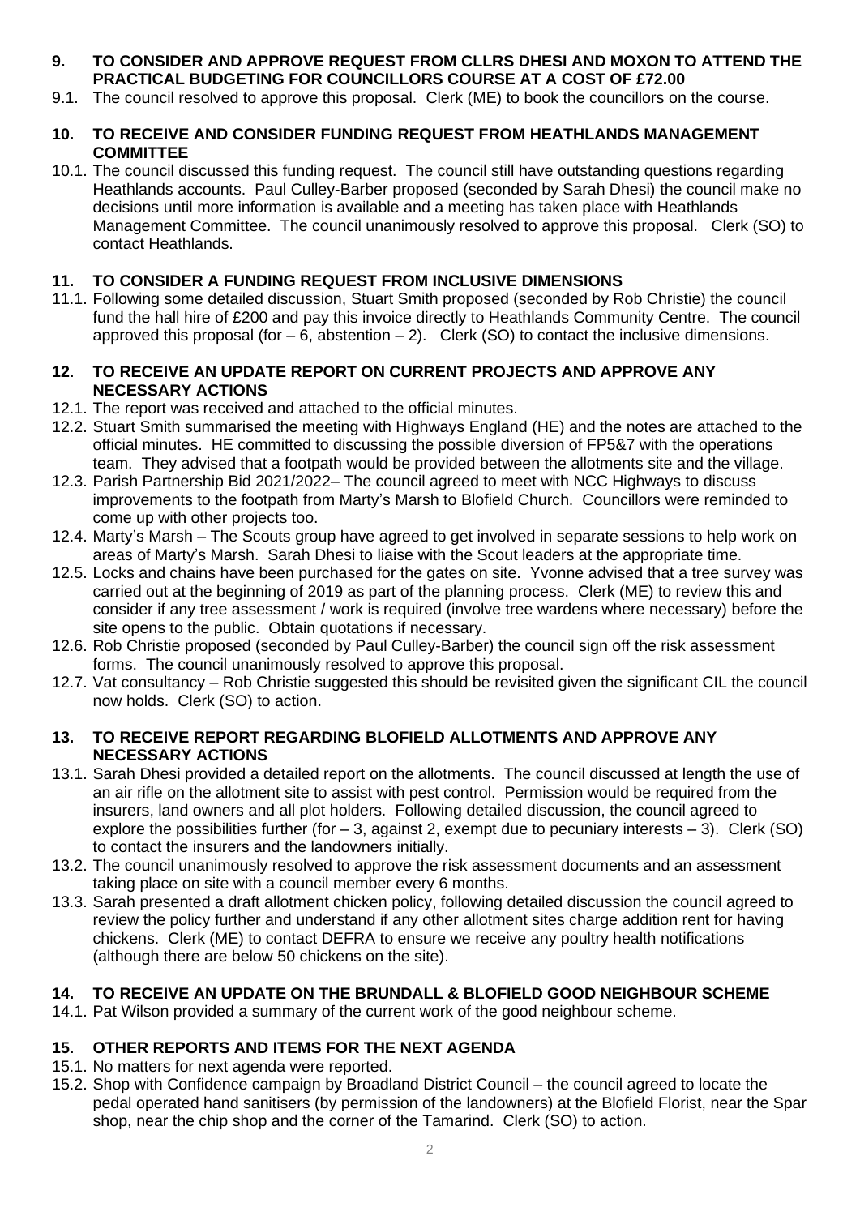**9. TO CONSIDER AND APPROVE REQUEST FROM CLLRS DHESI AND MOXON TO ATTEND THE PRACTICAL BUDGETING FOR COUNCILLORS COURSE AT A COST OF £72.00**

9.1. The council resolved to approve this proposal. Clerk (ME) to book the councillors on the course.

**10. TO RECEIVE AND CONSIDER FUNDING REQUEST FROM HEATHLANDS MANAGEMENT COMMITTEE**

10.1. The council discussed this funding request. The council still have outstanding questions regarding Heathlands accounts. Paul Culley-Barber proposed (seconded by Sarah Dhesi) the council make no decisions until more information is available and a meeting has taken place with Heathlands Management Committee. The council unanimously resolved to approve this proposal. Clerk (SO) to contact Heathlands.

**11. TO CONSIDER A FUNDING REQUEST FROM INCLUSIVE DIMENSIONS**

11.1. Following some detailed discussion, Stuart Smith proposed (seconded by Rob Christie) the council fund the hall hire of £200 and pay this invoice directly to Heathlands Community Centre. The council approved this proposal (for – 6, abstention – 2). Clerk (SO) to contact the inclusive dimensions.

**12. TO RECEIVE AN UPDATE REPORT ON CURRENT PROJECTS AND APPROVE ANY NECESSARY ACTIONS**

12.1. The report was received and attached to the official minutes.

12.2. Stuart Smith summarised the meeting with Highways England (HE) and the notes are attached to the official minutes. HE committed to discussing the possible diversion of FP5&7 with the operations team. They advised that a footpath would be provided between the allotments site and the village.

12.3. Parish Partnership Bid 2021/2022– The council agreed to meet with NCC Highways to discuss improvements to the footpath from Marty's Marsh to Blofield Church. Councillors were reminded to come up with other projects too.

12.4. Marty's Marsh – The Scouts group have agreed to get involved in separate sessions to help work on areas of Marty's Marsh. Sarah Dhesi to liaise with the Scout leaders at the appropriate time.

12.5. Locks and chains have been purchased for the gates on site. Yvonne advised that a tree survey was carried out at the beginning of 2019 as part of the planning process. Clerk (ME) to review this and consider if any tree assessment / work is required (involve tree wardens where necessary) before the site opens to the public. Obtain quotations if necessary.

12.6. Rob Christie proposed (seconded by Paul Culley-Barber) the council sign off the risk assessment forms. The council unanimously resolved to approve this proposal.

12.7. Vat consultancy – Rob Christie suggested this should be revisited given the significant CIL the council now holds. Clerk (SO) to action.

**13. TO RECEIVE REPORT REGARDING BLOFIELD ALLOTMENTS AND APPROVE ANY NECESSARY ACTIONS**

13.1. Sarah Dhesi provided a detailed report on the allotments. The council discussed at length the use of an air rifle on the allotment site to assist with pest control. Permission would be required from the insurers, land owners and all plot holders. Following detailed discussion, the council agreed to explore the possibilities further (for – 3, against 2, exempt due to pecuniary interests – 3). Clerk (SO) to contact the insurers and the landowners initially.

13.2. The council unanimously resolved to approve the risk assessment documents and an assessment taking place on site with a council member every 6 months.

13.3. Sarah presented a draft allotment chicken policy, following detailed discussion the council agreed to review the policy further and understand if any other allotment sites charge addition rent for having chickens. Clerk (ME) to contact DEFRA to ensure we receive any poultry health notifications (although there are below 50 chickens on the site).

**14. TO RECEIVE AN UPDATE ON THE BRUNDALL & BLOFIELD GOOD NEIGHBOUR SCHEME**

14.1. Pat Wilson provided a summary of the current work of the good neighbour scheme.

**15. OTHER REPORTS AND ITEMS FOR THE NEXT AGENDA**

15.1. No matters for next agenda were reported.

15.2. Shop with Confidence campaign by Broadland District Council – the council agreed to locate the pedal operated hand sanitisers (by permission of the landowners) at the Blofield Florist, near the Spar shop, near the chip shop and the corner of the Tamarind. Clerk (SO) to action.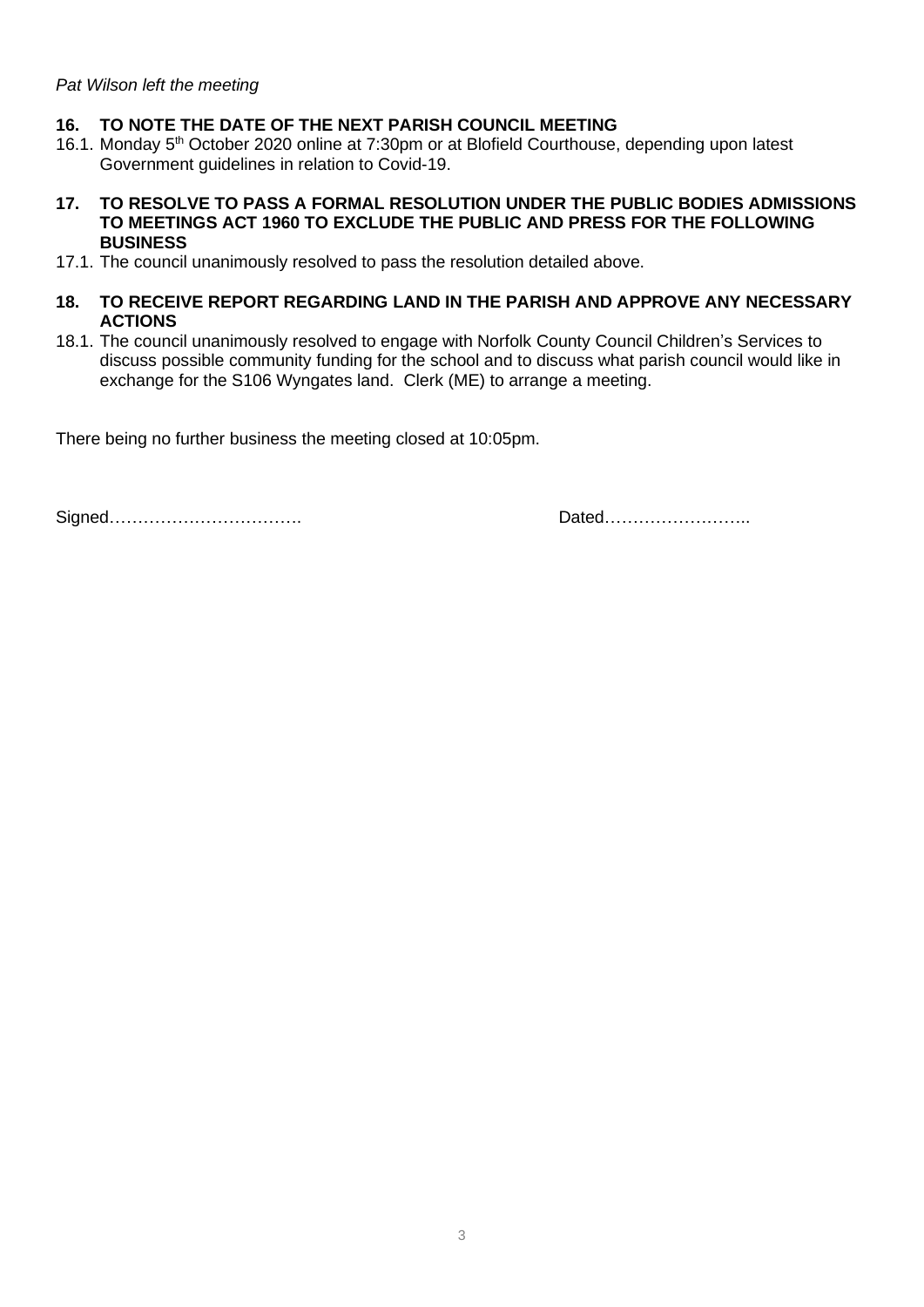*Pat Wilson left the meeting*

**16. TO NOTE THE DATE OF THE NEXT PARISH COUNCIL MEETING**

16.1. Monday 5th October 2020 online at 7:30pm or at Blofield Courthouse, depending upon latest Government guidelines in relation to Covid-19.

**17. TO RESOLVE TO PASS A FORMAL RESOLUTION UNDER THE PUBLIC BODIES ADMISSIONS TO MEETINGS ACT 1960 TO EXCLUDE THE PUBLIC AND PRESS FOR THE FOLLOWING BUSINESS**

17.1. The council unanimously resolved to pass the resolution detailed above.

**18. TO RECEIVE REPORT REGARDING LAND IN THE PARISH AND APPROVE ANY NECESSARY ACTIONS**

18.1. The council unanimously resolved to engage with Norfolk County Council Children's Services to discuss possible community funding for the school and to discuss what parish council would like in exchange for the S106 Wyngates land. Clerk (ME) to arrange a meeting.

There being no further business the meeting closed at 10:05pm.

Signed……………………………. Dated……………………..